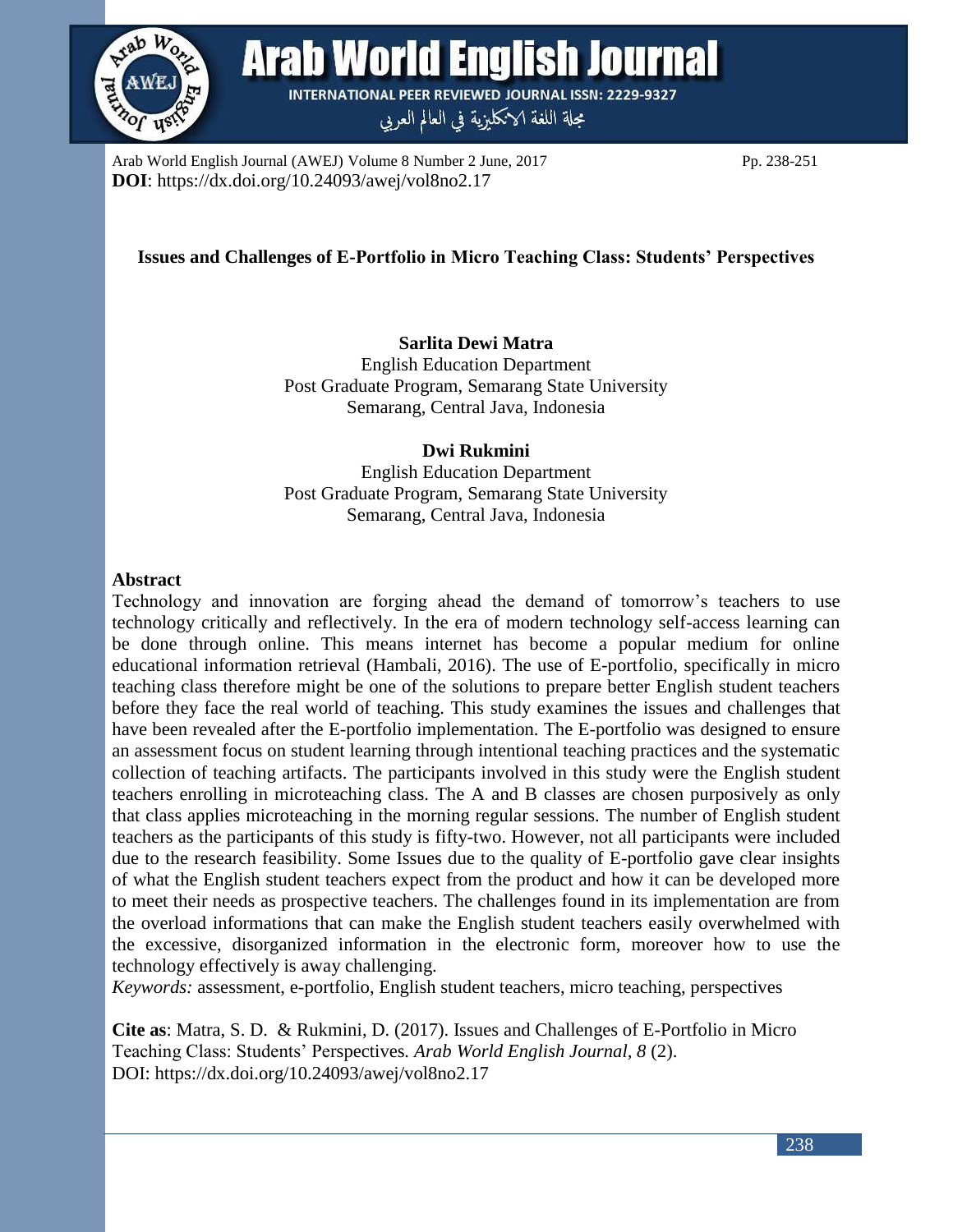**DOI**: https://dx.doi.org/10.24093/awej/vol8no2.17

# Issues and Challenges of E-Portfolio in Micro Teaching Class: Students' Perspectives

**Sarlita Dewi Matra**
English Education Department
Post Graduate Program, Semarang State University
Semarang, Central Java, Indonesia

**Dwi Rukmini**
English Education Department
Post Graduate Program, Semarang State University
Semarang, Central Java, Indonesia

## Abstract

Technology and innovation are forging ahead the demand of tomorrow's teachers to use technology critically and reflectively. In the era of modern technology self-access learning can be done through online. This means internet has become a popular medium for online educational information retrieval (Hambali, 2016). The use of E-portfolio, specifically in micro teaching class therefore might be one of the solutions to prepare better English student teachers before they face the real world of teaching. This study examines the issues and challenges that have been revealed after the E-portfolio implementation. The E-portfolio was designed to ensure an assessment focus on student learning through intentional teaching practices and the systematic collection of teaching artifacts. The participants involved in this study were the English student teachers enrolling in microteaching class. The A and B classes are chosen purposively as only that class applies microteaching in the morning regular sessions. The number of English student teachers as the participants of this study is fifty-two. However, not all participants were included due to the research feasibility. Some Issues due to the quality of E-portfolio gave clear insights of what the English student teachers expect from the product and how it can be developed more to meet their needs as prospective teachers. The challenges found in its implementation are from the overload informations that can make the English student teachers easily overwhelmed with the excessive, disorganized information in the electronic form, moreover how to use the technology effectively is away challenging.

*Keywords:* assessment, e-portfolio, English student teachers, micro teaching, perspectives

**Cite as**: Matra, S. D. & Rukmini, D. (2017). Issues and Challenges of E-Portfolio in Micro Teaching Class: Students' Perspectives. *Arab World English Journal, 8* (2).
DOI: https://dx.doi.org/10.24093/awej/vol8no2.17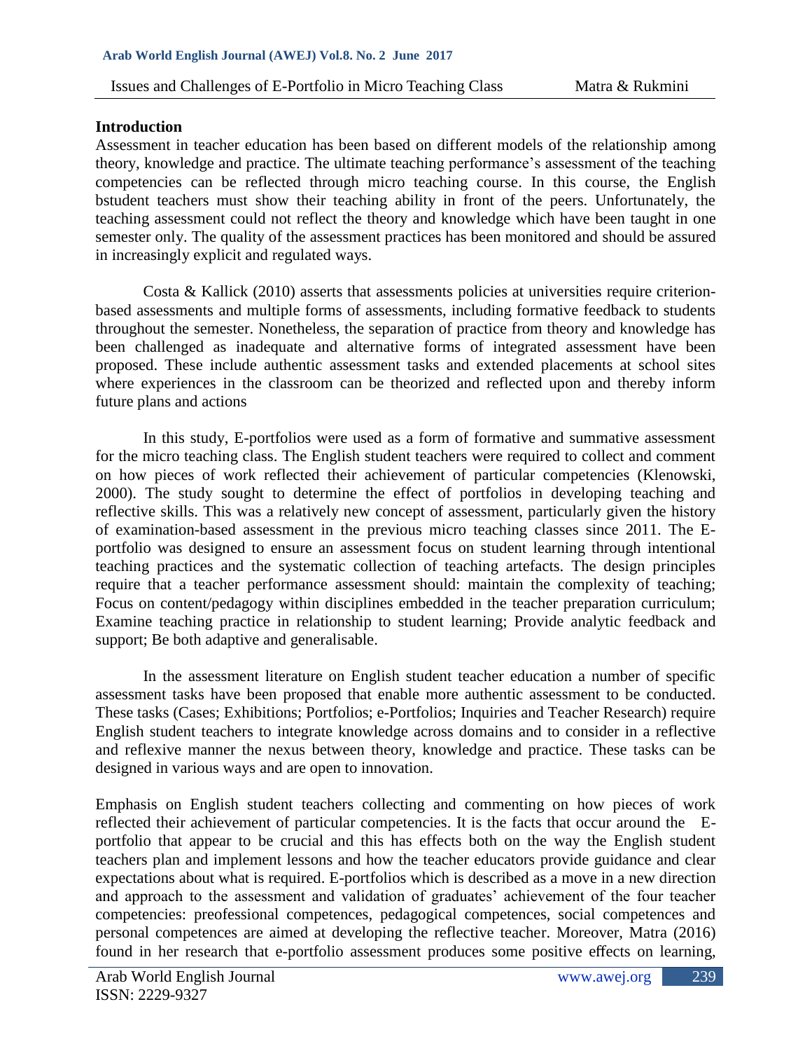## Introduction

Assessment in teacher education has been based on different models of the relationship among theory, knowledge and practice. The ultimate teaching performance's assessment of the teaching competencies can be reflected through micro teaching course. In this course, the English bstudent teachers must show their teaching ability in front of the peers. Unfortunately, the teaching assessment could not reflect the theory and knowledge which have been taught in one semester only. The quality of the assessment practices has been monitored and should be assured in increasingly explicit and regulated ways.

Costa & Kallick (2010) asserts that assessments policies at universities require criterion-based assessments and multiple forms of assessments, including formative feedback to students throughout the semester. Nonetheless, the separation of practice from theory and knowledge has been challenged as inadequate and alternative forms of integrated assessment have been proposed. These include authentic assessment tasks and extended placements at school sites where experiences in the classroom can be theorized and reflected upon and thereby inform future plans and actions

In this study, E-portfolios were used as a form of formative and summative assessment for the micro teaching class. The English student teachers were required to collect and comment on how pieces of work reflected their achievement of particular competencies (Klenowski, 2000). The study sought to determine the effect of portfolios in developing teaching and reflective skills. This was a relatively new concept of assessment, particularly given the history of examination-based assessment in the previous micro teaching classes since 2011. The E-portfolio was designed to ensure an assessment focus on student learning through intentional teaching practices and the systematic collection of teaching artefacts. The design principles require that a teacher performance assessment should: maintain the complexity of teaching; Focus on content/pedagogy within disciplines embedded in the teacher preparation curriculum; Examine teaching practice in relationship to student learning; Provide analytic feedback and support; Be both adaptive and generalisable.

In the assessment literature on English student teacher education a number of specific assessment tasks have been proposed that enable more authentic assessment to be conducted. These tasks (Cases; Exhibitions; Portfolios; e-Portfolios; Inquiries and Teacher Research) require English student teachers to integrate knowledge across domains and to consider in a reflective and reflexive manner the nexus between theory, knowledge and practice. These tasks can be designed in various ways and are open to innovation.

Emphasis on English student teachers collecting and commenting on how pieces of work reflected their achievement of particular competencies. It is the facts that occur around the E-portfolio that appear to be crucial and this has effects both on the way the English student teachers plan and implement lessons and how the teacher educators provide guidance and clear expectations about what is required. E-portfolios which is described as a move in a new direction and approach to the assessment and validation of graduates' achievement of the four teacher competencies: preofessional competences, pedagogical competences, social competences and personal competences are aimed at developing the reflective teacher. Moreover, Matra (2016) found in her research that e-portfolio assessment produces some positive effects on learning,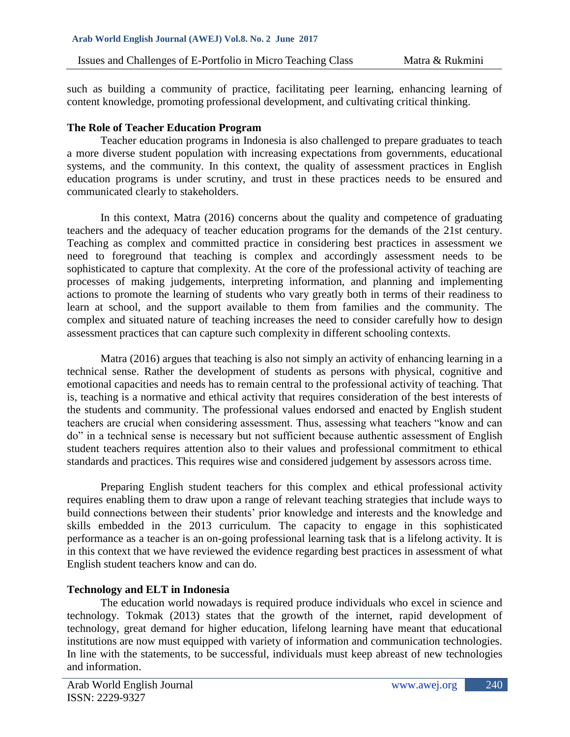such as building a community of practice, facilitating peer learning, enhancing learning of content knowledge, promoting professional development, and cultivating critical thinking.

### The Role of Teacher Education Program

Teacher education programs in Indonesia is also challenged to prepare graduates to teach a more diverse student population with increasing expectations from governments, educational systems, and the community. In this context, the quality of assessment practices in English education programs is under scrutiny, and trust in these practices needs to be ensured and communicated clearly to stakeholders.

In this context, Matra (2016) concerns about the quality and competence of graduating teachers and the adequacy of teacher education programs for the demands of the 21st century. Teaching as complex and committed practice in considering best practices in assessment we need to foreground that teaching is complex and accordingly assessment needs to be sophisticated to capture that complexity. At the core of the professional activity of teaching are processes of making judgements, interpreting information, and planning and implementing actions to promote the learning of students who vary greatly both in terms of their readiness to learn at school, and the support available to them from families and the community. The complex and situated nature of teaching increases the need to consider carefully how to design assessment practices that can capture such complexity in different schooling contexts.

Matra (2016) argues that teaching is also not simply an activity of enhancing learning in a technical sense. Rather the development of students as persons with physical, cognitive and emotional capacities and needs has to remain central to the professional activity of teaching. That is, teaching is a normative and ethical activity that requires consideration of the best interests of the students and community. The professional values endorsed and enacted by English student teachers are crucial when considering assessment. Thus, assessing what teachers "know and can do" in a technical sense is necessary but not sufficient because authentic assessment of English student teachers requires attention also to their values and professional commitment to ethical standards and practices. This requires wise and considered judgement by assessors across time.

Preparing English student teachers for this complex and ethical professional activity requires enabling them to draw upon a range of relevant teaching strategies that include ways to build connections between their students' prior knowledge and interests and the knowledge and skills embedded in the 2013 curriculum. The capacity to engage in this sophisticated performance as a teacher is an on-going professional learning task that is a lifelong activity. It is in this context that we have reviewed the evidence regarding best practices in assessment of what English student teachers know and can do.

### Technology and ELT in Indonesia

The education world nowadays is required produce individuals who excel in science and technology. Tokmak (2013) states that the growth of the internet, rapid development of technology, great demand for higher education, lifelong learning have meant that educational institutions are now must equipped with variety of information and communication technologies. In line with the statements, to be successful, individuals must keep abreast of new technologies and information.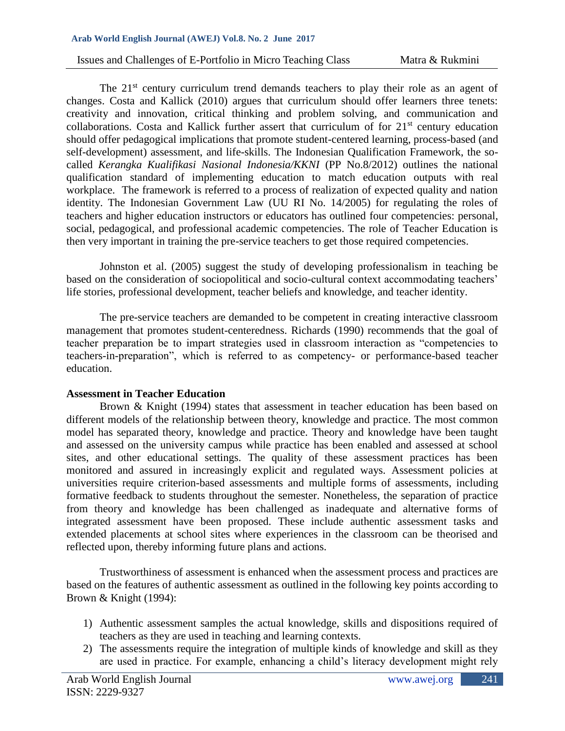The 21st century curriculum trend demands teachers to play their role as an agent of changes. Costa and Kallick (2010) argues that curriculum should offer learners three tenets: creativity and innovation, critical thinking and problem solving, and communication and collaborations. Costa and Kallick further assert that curriculum of for 21st century education should offer pedagogical implications that promote student-centered learning, process-based (and self-development) assessment, and life-skills. The Indonesian Qualification Framework, the so-called *Kerangka Kualifikasi Nasional Indonesia/KKNI* (PP No.8/2012) outlines the national qualification standard of implementing education to match education outputs with real workplace. The framework is referred to a process of realization of expected quality and nation identity. The Indonesian Government Law (UU RI No. 14/2005) for regulating the roles of teachers and higher education instructors or educators has outlined four competencies: personal, social, pedagogical, and professional academic competencies. The role of Teacher Education is then very important in training the pre-service teachers to get those required competencies.

Johnston et al. (2005) suggest the study of developing professionalism in teaching be based on the consideration of sociopolitical and socio-cultural context accommodating teachers' life stories, professional development, teacher beliefs and knowledge, and teacher identity.

The pre-service teachers are demanded to be competent in creating interactive classroom management that promotes student-centeredness. Richards (1990) recommends that the goal of teacher preparation be to impart strategies used in classroom interaction as "competencies to teachers-in-preparation", which is referred to as competency- or performance-based teacher education.

**Assessment in Teacher Education**

Brown & Knight (1994) states that assessment in teacher education has been based on different models of the relationship between theory, knowledge and practice. The most common model has separated theory, knowledge and practice. Theory and knowledge have been taught and assessed on the university campus while practice has been enabled and assessed at school sites, and other educational settings. The quality of these assessment practices has been monitored and assured in increasingly explicit and regulated ways. Assessment policies at universities require criterion-based assessments and multiple forms of assessments, including formative feedback to students throughout the semester. Nonetheless, the separation of practice from theory and knowledge has been challenged as inadequate and alternative forms of integrated assessment have been proposed. These include authentic assessment tasks and extended placements at school sites where experiences in the classroom can be theorised and reflected upon, thereby informing future plans and actions.

Trustworthiness of assessment is enhanced when the assessment process and practices are based on the features of authentic assessment as outlined in the following key points according to Brown & Knight (1994):

1) Authentic assessment samples the actual knowledge, skills and dispositions required of teachers as they are used in teaching and learning contexts.
2) The assessments require the integration of multiple kinds of knowledge and skill as they are used in practice. For example, enhancing a child's literacy development might rely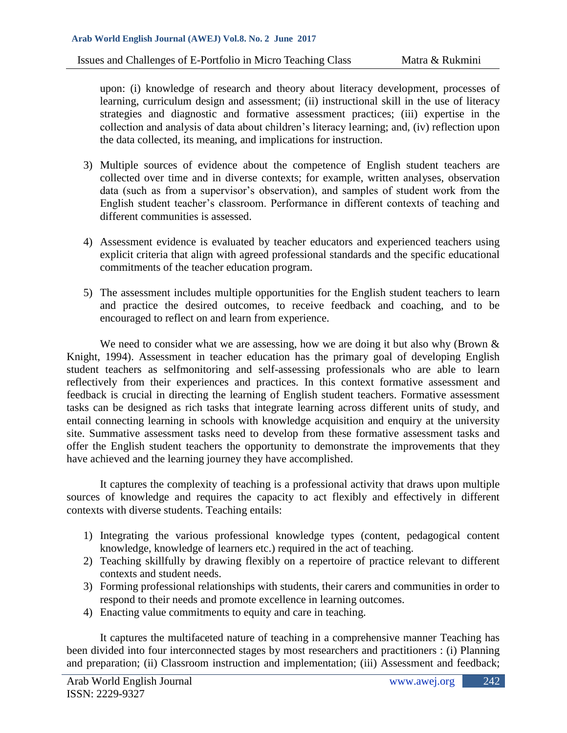upon: (i) knowledge of research and theory about literacy development, processes of learning, curriculum design and assessment; (ii) instructional skill in the use of literacy strategies and diagnostic and formative assessment practices; (iii) expertise in the collection and analysis of data about children's literacy learning; and, (iv) reflection upon the data collected, its meaning, and implications for instruction.

3) Multiple sources of evidence about the competence of English student teachers are collected over time and in diverse contexts; for example, written analyses, observation data (such as from a supervisor's observation), and samples of student work from the English student teacher's classroom. Performance in different contexts of teaching and different communities is assessed.

4) Assessment evidence is evaluated by teacher educators and experienced teachers using explicit criteria that align with agreed professional standards and the specific educational commitments of the teacher education program.

5) The assessment includes multiple opportunities for the English student teachers to learn and practice the desired outcomes, to receive feedback and coaching, and to be encouraged to reflect on and learn from experience.

We need to consider what we are assessing, how we are doing it but also why (Brown & Knight, 1994). Assessment in teacher education has the primary goal of developing English student teachers as selfmonitoring and self-assessing professionals who are able to learn reflectively from their experiences and practices. In this context formative assessment and feedback is crucial in directing the learning of English student teachers. Formative assessment tasks can be designed as rich tasks that integrate learning across different units of study, and entail connecting learning in schools with knowledge acquisition and enquiry at the university site. Summative assessment tasks need to develop from these formative assessment tasks and offer the English student teachers the opportunity to demonstrate the improvements that they have achieved and the learning journey they have accomplished.

It captures the complexity of teaching is a professional activity that draws upon multiple sources of knowledge and requires the capacity to act flexibly and effectively in different contexts with diverse students. Teaching entails:

1) Integrating the various professional knowledge types (content, pedagogical content knowledge, knowledge of learners etc.) required in the act of teaching.
2) Teaching skillfully by drawing flexibly on a repertoire of practice relevant to different contexts and student needs.
3) Forming professional relationships with students, their carers and communities in order to respond to their needs and promote excellence in learning outcomes.
4) Enacting value commitments to equity and care in teaching.

It captures the multifaceted nature of teaching in a comprehensive manner Teaching has been divided into four interconnected stages by most researchers and practitioners : (i) Planning and preparation; (ii) Classroom instruction and implementation; (iii) Assessment and feedback;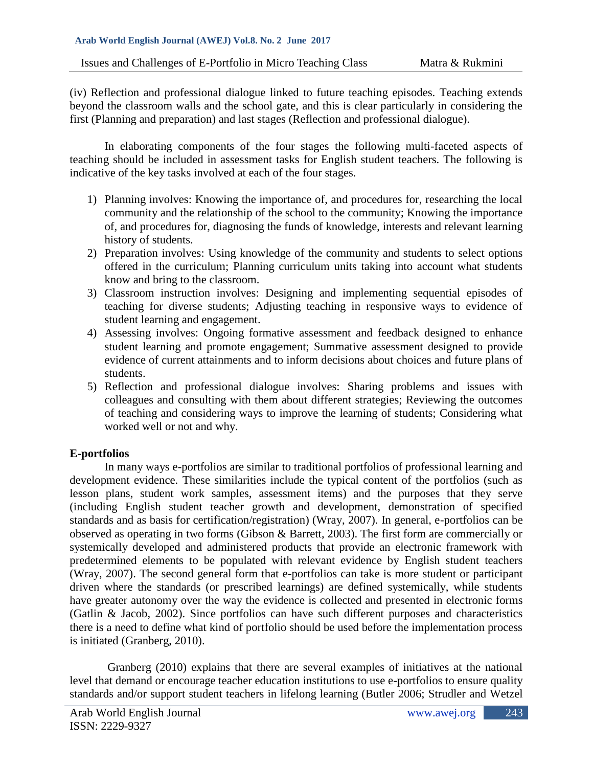(iv) Reflection and professional dialogue linked to future teaching episodes. Teaching extends beyond the classroom walls and the school gate, and this is clear particularly in considering the first (Planning and preparation) and last stages (Reflection and professional dialogue).

In elaborating components of the four stages the following multi-faceted aspects of teaching should be included in assessment tasks for English student teachers. The following is indicative of the key tasks involved at each of the four stages.

1) Planning involves: Knowing the importance of, and procedures for, researching the local community and the relationship of the school to the community; Knowing the importance of, and procedures for, diagnosing the funds of knowledge, interests and relevant learning history of students.
2) Preparation involves: Using knowledge of the community and students to select options offered in the curriculum; Planning curriculum units taking into account what students know and bring to the classroom.
3) Classroom instruction involves: Designing and implementing sequential episodes of teaching for diverse students; Adjusting teaching in responsive ways to evidence of student learning and engagement.
4) Assessing involves: Ongoing formative assessment and feedback designed to enhance student learning and promote engagement; Summative assessment designed to provide evidence of current attainments and to inform decisions about choices and future plans of students.
5) Reflection and professional dialogue involves: Sharing problems and issues with colleagues and consulting with them about different strategies; Reviewing the outcomes of teaching and considering ways to improve the learning of students; Considering what worked well or not and why.

**E-portfolios**

In many ways e-portfolios are similar to traditional portfolios of professional learning and development evidence. These similarities include the typical content of the portfolios (such as lesson plans, student work samples, assessment items) and the purposes that they serve (including English student teacher growth and development, demonstration of specified standards and as basis for certification/registration) (Wray, 2007). In general, e-portfolios can be observed as operating in two forms (Gibson & Barrett, 2003). The first form are commercially or systemically developed and administered products that provide an electronic framework with predetermined elements to be populated with relevant evidence by English student teachers (Wray, 2007). The second general form that e-portfolios can take is more student or participant driven where the standards (or prescribed learnings) are defined systemically, while students have greater autonomy over the way the evidence is collected and presented in electronic forms (Gatlin & Jacob, 2002). Since portfolios can have such different purposes and characteristics there is a need to define what kind of portfolio should be used before the implementation process is initiated (Granberg, 2010).

Granberg (2010) explains that there are several examples of initiatives at the national level that demand or encourage teacher education institutions to use e-portfolios to ensure quality standards and/or support student teachers in lifelong learning (Butler 2006; Strudler and Wetzel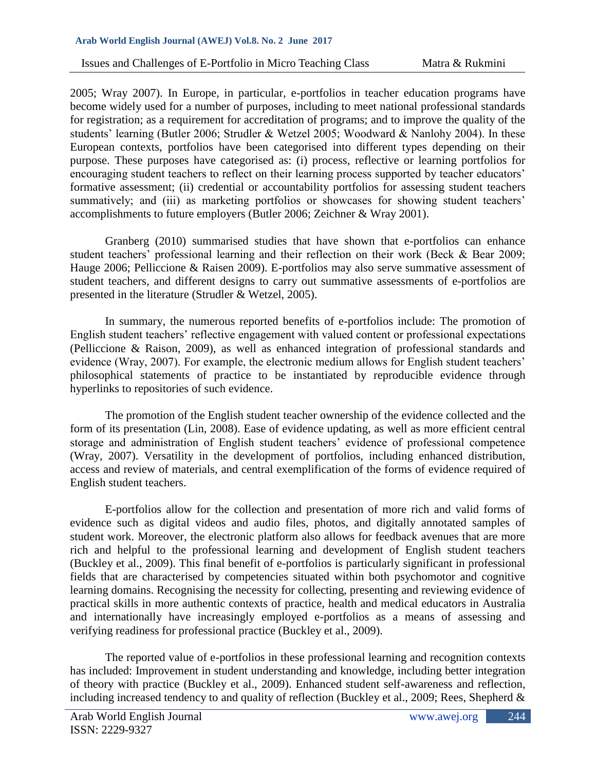2005; Wray 2007). In Europe, in particular, e-portfolios in teacher education programs have become widely used for a number of purposes, including to meet national professional standards for registration; as a requirement for accreditation of programs; and to improve the quality of the students' learning (Butler 2006; Strudler & Wetzel 2005; Woodward & Nanlohy 2004). In these European contexts, portfolios have been categorised into different types depending on their purpose. These purposes have categorised as: (i) process, reflective or learning portfolios for encouraging student teachers to reflect on their learning process supported by teacher educators' formative assessment; (ii) credential or accountability portfolios for assessing student teachers summatively; and (iii) as marketing portfolios or showcases for showing student teachers' accomplishments to future employers (Butler 2006; Zeichner & Wray 2001).

Granberg (2010) summarised studies that have shown that e-portfolios can enhance student teachers' professional learning and their reflection on their work (Beck & Bear 2009; Hauge 2006; Pelliccione & Raisen 2009). E-portfolios may also serve summative assessment of student teachers, and different designs to carry out summative assessments of e-portfolios are presented in the literature (Strudler & Wetzel, 2005).

In summary, the numerous reported benefits of e-portfolios include: The promotion of English student teachers' reflective engagement with valued content or professional expectations (Pelliccione & Raison, 2009), as well as enhanced integration of professional standards and evidence (Wray, 2007). For example, the electronic medium allows for English student teachers' philosophical statements of practice to be instantiated by reproducible evidence through hyperlinks to repositories of such evidence.

The promotion of the English student teacher ownership of the evidence collected and the form of its presentation (Lin, 2008). Ease of evidence updating, as well as more efficient central storage and administration of English student teachers' evidence of professional competence (Wray, 2007). Versatility in the development of portfolios, including enhanced distribution, access and review of materials, and central exemplification of the forms of evidence required of English student teachers.

E-portfolios allow for the collection and presentation of more rich and valid forms of evidence such as digital videos and audio files, photos, and digitally annotated samples of student work. Moreover, the electronic platform also allows for feedback avenues that are more rich and helpful to the professional learning and development of English student teachers (Buckley et al., 2009). This final benefit of e-portfolios is particularly significant in professional fields that are characterised by competencies situated within both psychomotor and cognitive learning domains. Recognising the necessity for collecting, presenting and reviewing evidence of practical skills in more authentic contexts of practice, health and medical educators in Australia and internationally have increasingly employed e-portfolios as a means of assessing and verifying readiness for professional practice (Buckley et al., 2009).

The reported value of e-portfolios in these professional learning and recognition contexts has included: Improvement in student understanding and knowledge, including better integration of theory with practice (Buckley et al., 2009). Enhanced student self-awareness and reflection, including increased tendency to and quality of reflection (Buckley et al., 2009; Rees, Shepherd &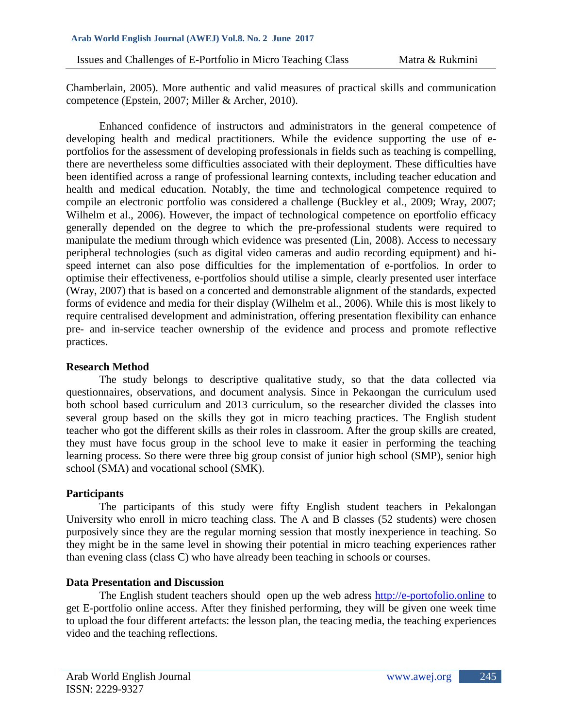Chamberlain, 2005). More authentic and valid measures of practical skills and communication competence (Epstein, 2007; Miller & Archer, 2010).

Enhanced confidence of instructors and administrators in the general competence of developing health and medical practitioners. While the evidence supporting the use of e-portfolios for the assessment of developing professionals in fields such as teaching is compelling, there are nevertheless some difficulties associated with their deployment. These difficulties have been identified across a range of professional learning contexts, including teacher education and health and medical education. Notably, the time and technological competence required to compile an electronic portfolio was considered a challenge (Buckley et al., 2009; Wray, 2007; Wilhelm et al., 2006). However, the impact of technological competence on eportfolio efficacy generally depended on the degree to which the pre-professional students were required to manipulate the medium through which evidence was presented (Lin, 2008). Access to necessary peripheral technologies (such as digital video cameras and audio recording equipment) and hi-speed internet can also pose difficulties for the implementation of e-portfolios. In order to optimise their effectiveness, e-portfolios should utilise a simple, clearly presented user interface (Wray, 2007) that is based on a concerted and demonstrable alignment of the standards, expected forms of evidence and media for their display (Wilhelm et al., 2006). While this is most likely to require centralised development and administration, offering presentation flexibility can enhance pre- and in-service teacher ownership of the evidence and process and promote reflective practices.

## Research Method

The study belongs to descriptive qualitative study, so that the data collected via questionnaires, observations, and document analysis. Since in Pekaongan the curriculum used both school based curriculum and 2013 curriculum, so the researcher divided the classes into several group based on the skills they got in micro teaching practices. The English student teacher who got the different skills as their roles in classroom. After the group skills are created, they must have focus group in the school leve to make it easier in performing the teaching learning process. So there were three big group consist of junior high school (SMP), senior high school (SMA) and vocational school (SMK).

## Participants

The participants of this study were fifty English student teachers in Pekalongan University who enroll in micro teaching class. The A and B classes (52 students) were chosen purposively since they are the regular morning session that mostly inexperience in teaching. So they might be in the same level in showing their potential in micro teaching experiences rather than evening class (class C) who have already been teaching in schools or courses.

## Data Presentation and Discussion

The English student teachers should open up the web adress http://e-portofolio.online to get E-portfolio online access. After they finished performing, they will be given one week time to upload the four different artefacts: the lesson plan, the teacing media, the teaching experiences video and the teaching reflections.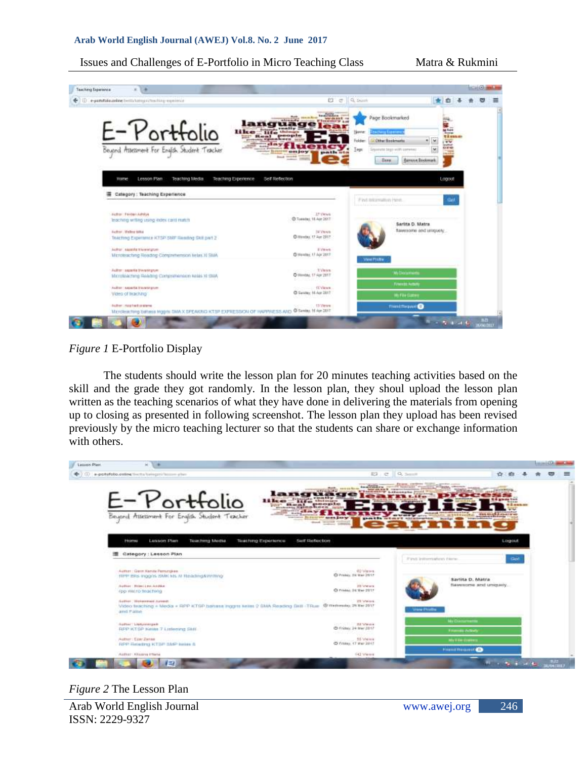*Figure 1* E-Portfolio Display

The students should write the lesson plan for 20 minutes teaching activities based on the skill and the grade they got randomly. In the lesson plan, they shoul upload the lesson plan written as the teaching scenarios of what they have done in delivering the materials from opening up to closing as presented in following screenshot. The lesson plan they upload has been revised previously by the micro teaching lecturer so that the students can share or exchange information with others.

*Figure 2* The Lesson Plan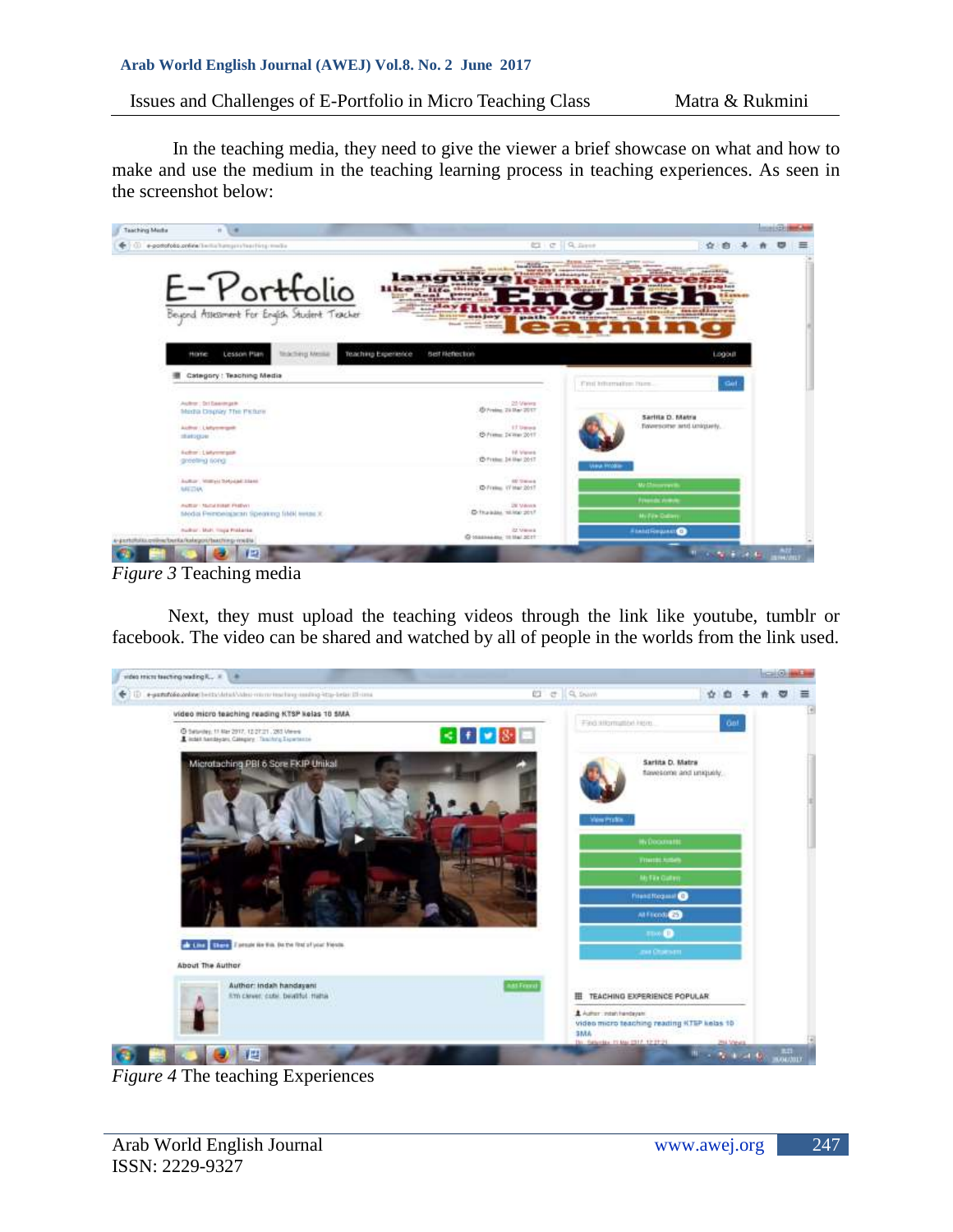In the teaching media, they need to give the viewer a brief showcase on what and how to make and use the medium in the teaching learning process in teaching experiences. As seen in the screenshot below:

*Figure 3* Teaching media

Next, they must upload the teaching videos through the link like youtube, tumblr or facebook. The video can be shared and watched by all of people in the worlds from the link used.

*Figure 4* The teaching Experiences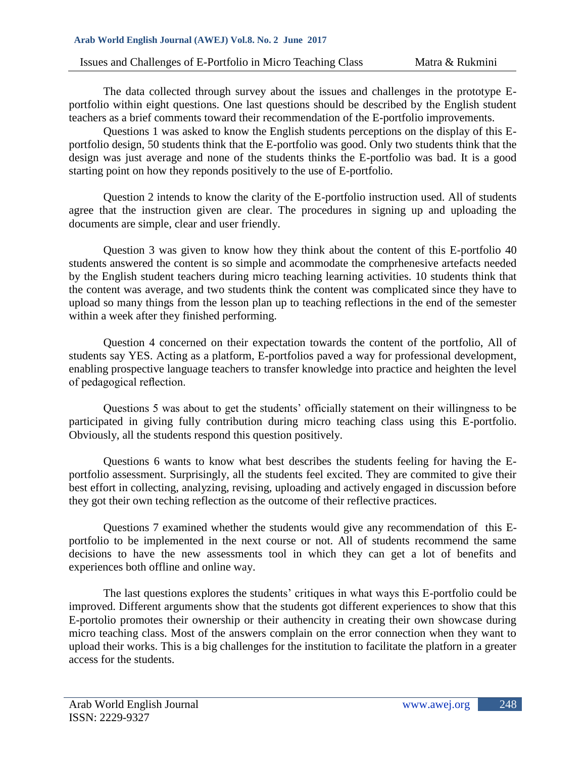The data collected through survey about the issues and challenges in the prototype E-portfolio within eight questions. One last questions should be described by the English student teachers as a brief comments toward their recommendation of the E-portfolio improvements.

Questions 1 was asked to know the English students perceptions on the display of this E-portfolio design, 50 students think that the E-portfolio was good. Only two students think that the design was just average and none of the students thinks the E-portfolio was bad. It is a good starting point on how they reponds positively to the use of E-portfolio.

Question 2 intends to know the clarity of the E-portfolio instruction used. All of students agree that the instruction given are clear. The procedures in signing up and uploading the documents are simple, clear and user friendly.

Question 3 was given to know how they think about the content of this E-portfolio 40 students answered the content is so simple and acommodate the comprhenesive artefacts needed by the English student teachers during micro teaching learning activities. 10 students think that the content was average, and two students think the content was complicated since they have to upload so many things from the lesson plan up to teaching reflections in the end of the semester within a week after they finished performing.

Question 4 concerned on their expectation towards the content of the portfolio, All of students say YES. Acting as a platform, E-portfolios paved a way for professional development, enabling prospective language teachers to transfer knowledge into practice and heighten the level of pedagogical reflection.

Questions 5 was about to get the students' officially statement on their willingness to be participated in giving fully contribution during micro teaching class using this E-portfolio. Obviously, all the students respond this question positively.

Questions 6 wants to know what best describes the students feeling for having the E-portfolio assessment. Surprisingly, all the students feel excited. They are commited to give their best effort in collecting, analyzing, revising, uploading and actively engaged in discussion before they got their own teching reflection as the outcome of their reflective practices.

Questions 7 examined whether the students would give any recommendation of this E-portfolio to be implemented in the next course or not. All of students recommend the same decisions to have the new assessments tool in which they can get a lot of benefits and experiences both offline and online way.

The last questions explores the students' critiques in what ways this E-portfolio could be improved. Different arguments show that the students got different experiences to show that this E-portolio promotes their ownership or their authencity in creating their own showcase during micro teaching class. Most of the answers complain on the error connection when they want to upload their works. This is a big challenges for the institution to facilitate the platforn in a greater access for the students.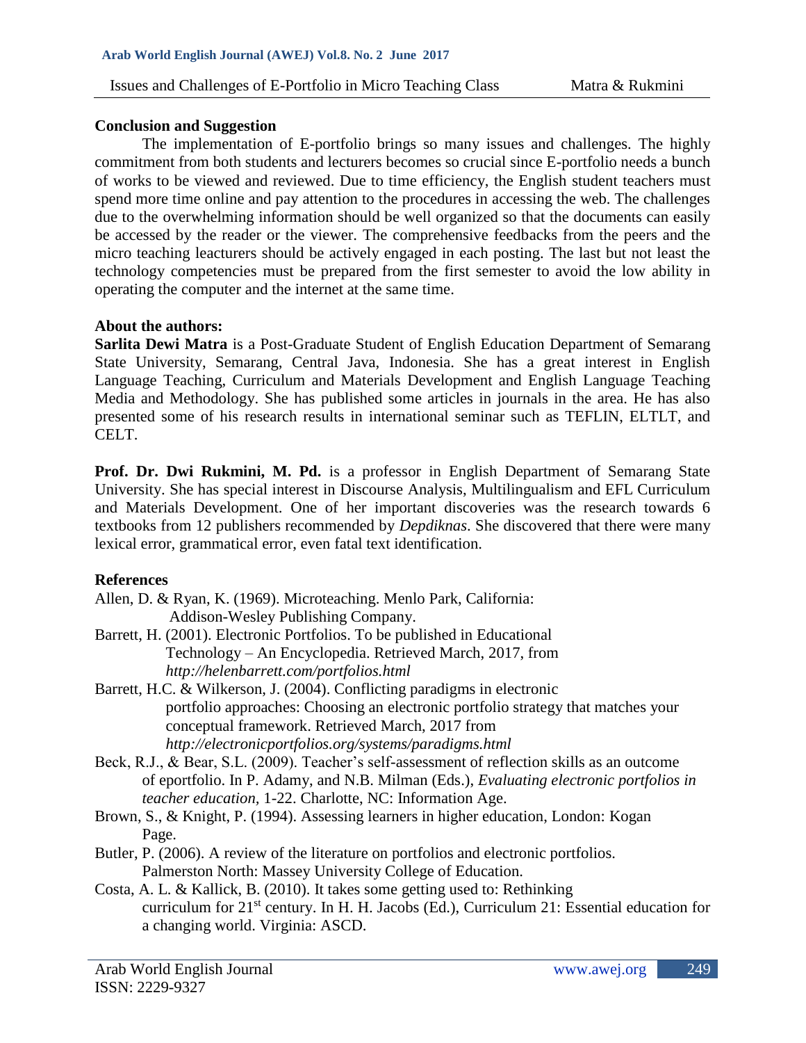## Conclusion and Suggestion

The implementation of E-portfolio brings so many issues and challenges. The highly commitment from both students and lecturers becomes so crucial since E-portfolio needs a bunch of works to be viewed and reviewed. Due to time efficiency, the English student teachers must spend more time online and pay attention to the procedures in accessing the web. The challenges due to the overwhelming information should be well organized so that the documents can easily be accessed by the reader or the viewer. The comprehensive feedbacks from the peers and the micro teaching leacturers should be actively engaged in each posting. The last but not least the technology competencies must be prepared from the first semester to avoid the low ability in operating the computer and the internet at the same time.

## About the authors:

**Sarlita Dewi Matra** is a Post-Graduate Student of English Education Department of Semarang State University, Semarang, Central Java, Indonesia. She has a great interest in English Language Teaching, Curriculum and Materials Development and English Language Teaching Media and Methodology. She has published some articles in journals in the area. He has also presented some of his research results in international seminar such as TEFLIN, ELTLT, and CELT.

**Prof. Dr. Dwi Rukmini, M. Pd.** is a professor in English Department of Semarang State University. She has special interest in Discourse Analysis, Multilingualism and EFL Curriculum and Materials Development. One of her important discoveries was the research towards 6 textbooks from 12 publishers recommended by *Depdiknas*. She discovered that there were many lexical error, grammatical error, even fatal text identification.

## References

Allen, D. & Ryan, K. (1969). Microteaching. Menlo Park, California: Addison-Wesley Publishing Company.

Barrett, H. (2001). Electronic Portfolios. To be published in Educational Technology – An Encyclopedia. Retrieved March, 2017, from *http://helenbarrett.com/portfolios.html*

Barrett, H.C. & Wilkerson, J. (2004). Conflicting paradigms in electronic portfolio approaches: Choosing an electronic portfolio strategy that matches your conceptual framework. Retrieved March, 2017 from *http://electronicportfolios.org/systems/paradigms.html*

Beck, R.J., & Bear, S.L. (2009). Teacher's self-assessment of reflection skills as an outcome of eportfolio. In P. Adamy, and N.B. Milman (Eds.), *Evaluating electronic portfolios in teacher education*, 1-22. Charlotte, NC: Information Age.

Brown, S., & Knight, P. (1994). Assessing learners in higher education, London: Kogan Page.

Butler, P. (2006). A review of the literature on portfolios and electronic portfolios. Palmerston North: Massey University College of Education.

Costa, A. L. & Kallick, B. (2010). It takes some getting used to: Rethinking curriculum for 21st century. In H. H. Jacobs (Ed.), Curriculum 21: Essential education for a changing world. Virginia: ASCD.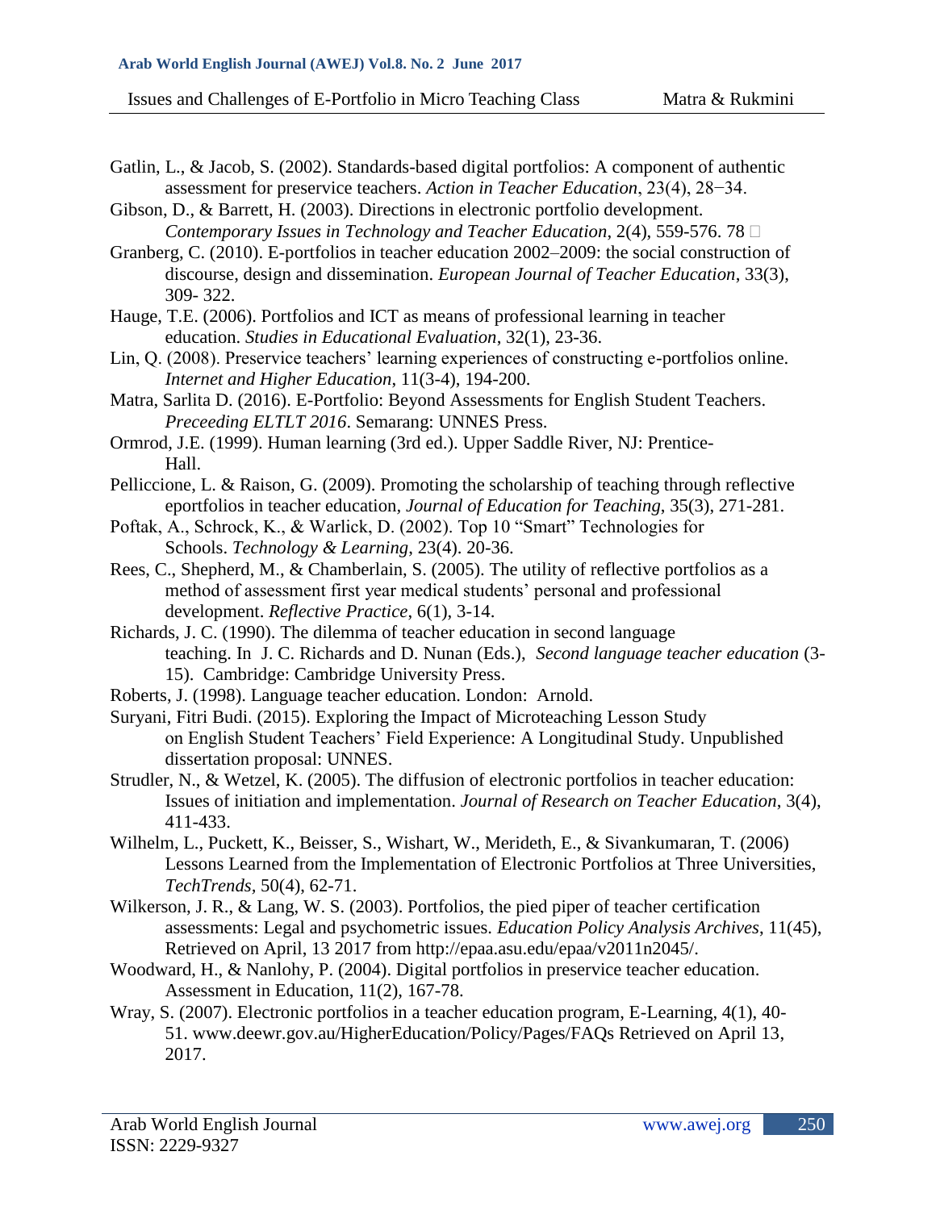Gatlin, L., & Jacob, S. (2002). Standards-based digital portfolios: A component of authentic assessment for preservice teachers. *Action in Teacher Education*, 23(4), 28−34.

Gibson, D., & Barrett, H. (2003). Directions in electronic portfolio development. *Contemporary Issues in Technology and Teacher Education*, 2(4), 559-576. 78 

Granberg, C. (2010). E-portfolios in teacher education 2002–2009: the social construction of discourse, design and dissemination. *European Journal of Teacher Education*, 33(3), 309- 322.

Hauge, T.E. (2006). Portfolios and ICT as means of professional learning in teacher education. *Studies in Educational Evaluation*, 32(1), 23-36.

Lin, Q. (2008). Preservice teachers' learning experiences of constructing e-portfolios online. *Internet and Higher Education*, 11(3-4), 194-200.

Matra, Sarlita D. (2016). E-Portfolio: Beyond Assessments for English Student Teachers. *Preceeding ELTLT 2016*. Semarang: UNNES Press.

Ormrod, J.E. (1999). Human learning (3rd ed.). Upper Saddle River, NJ: Prentice-Hall.

Pelliccione, L. & Raison, G. (2009). Promoting the scholarship of teaching through reflective eportfolios in teacher education, *Journal of Education for Teaching*, 35(3), 271-281.

Poftak, A., Schrock, K., & Warlick, D. (2002). Top 10 "Smart" Technologies for Schools. *Technology & Learning*, 23(4). 20-36.

Rees, C., Shepherd, M., & Chamberlain, S. (2005). The utility of reflective portfolios as a method of assessment first year medical students' personal and professional development. *Reflective Practice*, 6(1), 3-14.

Richards, J. C. (1990). The dilemma of teacher education in second language teaching. In J. C. Richards and D. Nunan (Eds.), *Second language teacher education* (3-15). Cambridge: Cambridge University Press.

Roberts, J. (1998). Language teacher education. London: Arnold.

Suryani, Fitri Budi. (2015). Exploring the Impact of Microteaching Lesson Study on English Student Teachers' Field Experience: A Longitudinal Study. Unpublished dissertation proposal: UNNES.

Strudler, N., & Wetzel, K. (2005). The diffusion of electronic portfolios in teacher education: Issues of initiation and implementation. *Journal of Research on Teacher Education*, 3(4), 411-433.

Wilhelm, L., Puckett, K., Beisser, S., Wishart, W., Merideth, E., & Sivankumaran, T. (2006) Lessons Learned from the Implementation of Electronic Portfolios at Three Universities, *TechTrends*, 50(4), 62-71.

Wilkerson, J. R., & Lang, W. S. (2003). Portfolios, the pied piper of teacher certification assessments: Legal and psychometric issues. *Education Policy Analysis Archives*, 11(45), Retrieved on April, 13 2017 from http://epaa.asu.edu/epaa/v2011n2045/.

Woodward, H., & Nanlohy, P. (2004). Digital portfolios in preservice teacher education. Assessment in Education, 11(2), 167-78.

Wray, S. (2007). Electronic portfolios in a teacher education program, E-Learning, 4(1), 40-51. www.deewr.gov.au/HigherEducation/Policy/Pages/FAQs Retrieved on April 13, 2017.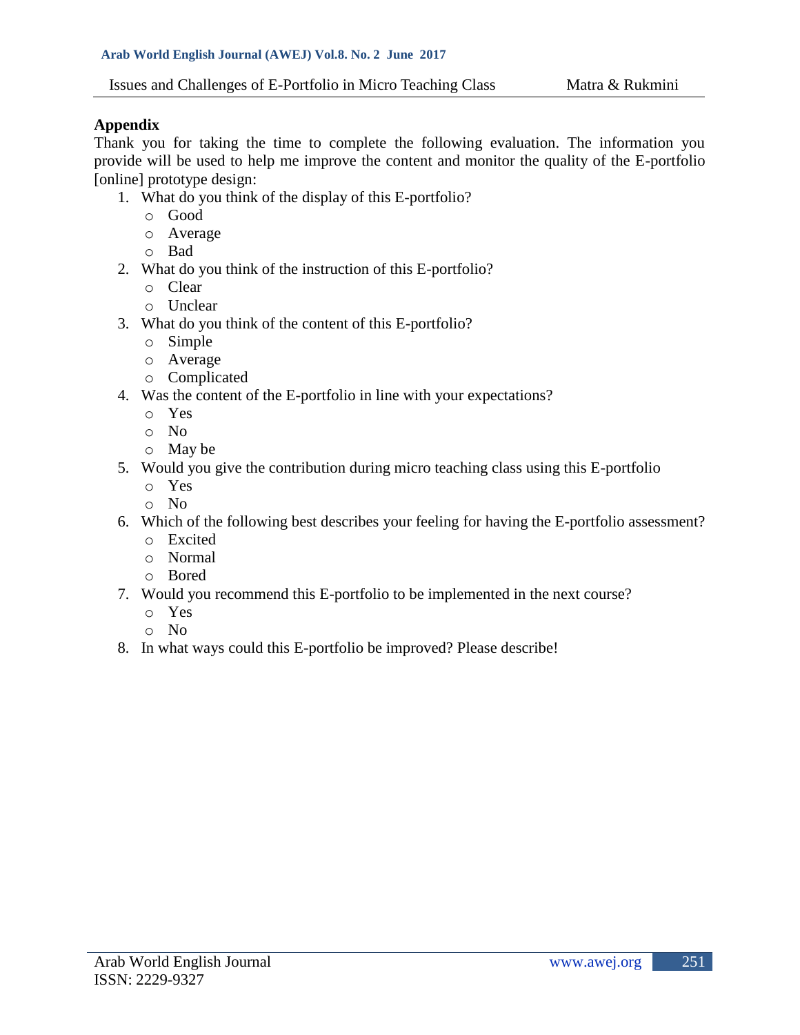## Appendix

Thank you for taking the time to complete the following evaluation. The information you provide will be used to help me improve the content and monitor the quality of the E-portfolio [online] prototype design:

1. What do you think of the display of this E-portfolio?
   - Good
   - Average
   - Bad
2. What do you think of the instruction of this E-portfolio?
   - Clear
   - Unclear
3. What do you think of the content of this E-portfolio?
   - Simple
   - Average
   - Complicated
4. Was the content of the E-portfolio in line with your expectations?
   - Yes
   - No
   - May be
5. Would you give the contribution during micro teaching class using this E-portfolio
   - Yes
   - No
6. Which of the following best describes your feeling for having the E-portfolio assessment?
   - Excited
   - Normal
   - Bored
7. Would you recommend this E-portfolio to be implemented in the next course?
   - Yes
   - No
8. In what ways could this E-portfolio be improved? Please describe!